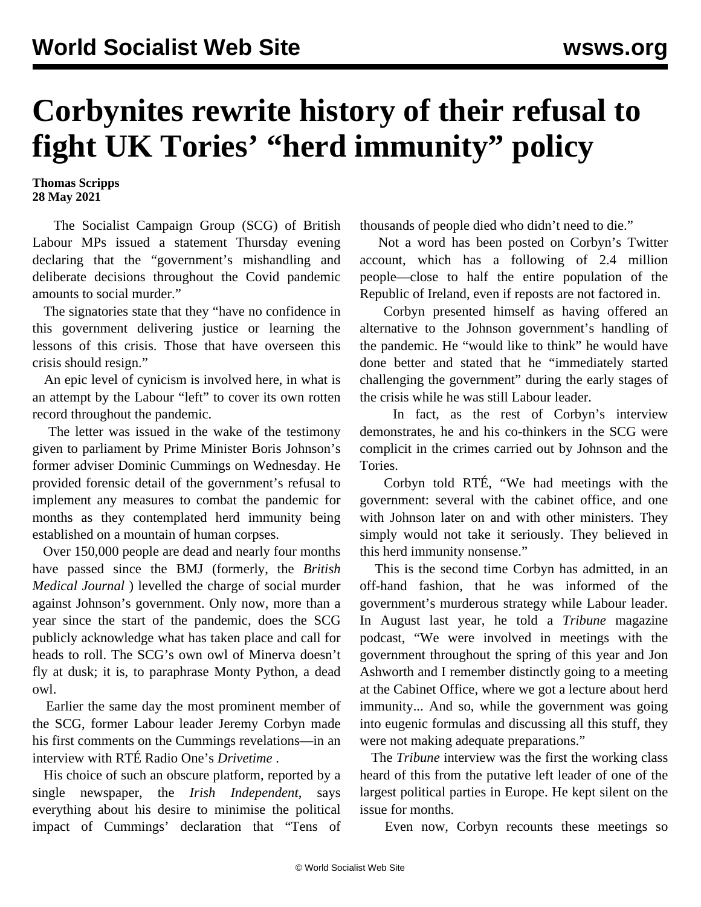# Corbynites rewrite history of their refusal to fight UK Tories' "herd immunity" policy

**Thomas Scripps**
**28 May 2021**

The Socialist Campaign Group (SCG) of British Labour MPs issued a statement Thursday evening declaring that the "government's mishandling and deliberate decisions throughout the Covid pandemic amounts to social murder."

The signatories state that they "have no confidence in this government delivering justice or learning the lessons of this crisis. Those that have overseen this crisis should resign."

An epic level of cynicism is involved here, in what is an attempt by the Labour "left" to cover its own rotten record throughout the pandemic.

The letter was issued in the wake of the testimony given to parliament by Prime Minister Boris Johnson's former adviser Dominic Cummings on Wednesday. He provided forensic detail of the government's refusal to implement any measures to combat the pandemic for months as they contemplated herd immunity being established on a mountain of human corpses.

Over 150,000 people are dead and nearly four months have passed since the BMJ (formerly, the *British Medical Journal* ) levelled the charge of social murder against Johnson's government. Only now, more than a year since the start of the pandemic, does the SCG publicly acknowledge what has taken place and call for heads to roll. The SCG's own owl of Minerva doesn't fly at dusk; it is, to paraphrase Monty Python, a dead owl.

Earlier the same day the most prominent member of the SCG, former Labour leader Jeremy Corbyn made his first comments on the Cummings revelations—in an interview with RTÉ Radio One's *Drivetime* .

His choice of such an obscure platform, reported by a single newspaper, the *Irish Independent*, says everything about his desire to minimise the political impact of Cummings' declaration that "Tens of thousands of people died who didn't need to die."

Not a word has been posted on Corbyn's Twitter account, which has a following of 2.4 million people—close to half the entire population of the Republic of Ireland, even if reposts are not factored in.

Corbyn presented himself as having offered an alternative to the Johnson government's handling of the pandemic. He "would like to think" he would have done better and stated that he "immediately started challenging the government" during the early stages of the crisis while he was still Labour leader.

In fact, as the rest of Corbyn's interview demonstrates, he and his co-thinkers in the SCG were complicit in the crimes carried out by Johnson and the Tories.

Corbyn told RTÉ, "We had meetings with the government: several with the cabinet office, and one with Johnson later on and with other ministers. They simply would not take it seriously. They believed in this herd immunity nonsense."

This is the second time Corbyn has admitted, in an off-hand fashion, that he was informed of the government's murderous strategy while Labour leader. In August last year, he told a *Tribune* magazine podcast, "We were involved in meetings with the government throughout the spring of this year and Jon Ashworth and I remember distinctly going to a meeting at the Cabinet Office, where we got a lecture about herd immunity... And so, while the government was going into eugenic formulas and discussing all this stuff, they were not making adequate preparations."

The *Tribune* interview was the first the working class heard of this from the putative left leader of one of the largest political parties in Europe. He kept silent on the issue for months.

Even now, Corbyn recounts these meetings so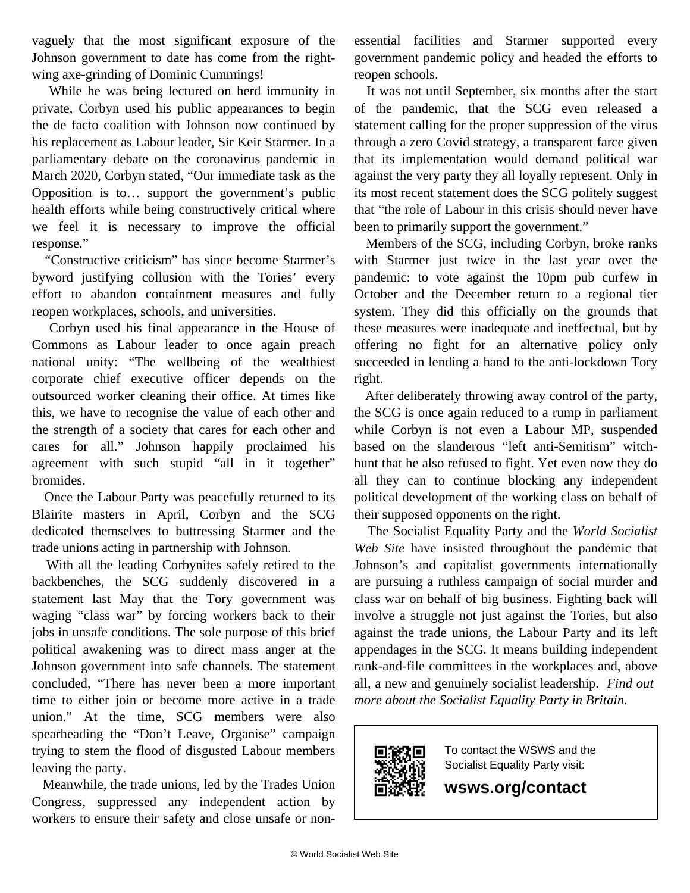vaguely that the most significant exposure of the Johnson government to date has come from the right-wing axe-grinding of Dominic Cummings!

While he was being lectured on herd immunity in private, Corbyn used his public appearances to begin the de facto coalition with Johnson now continued by his replacement as Labour leader, Sir Keir Starmer. In a parliamentary debate on the coronavirus pandemic in March 2020, Corbyn stated, “Our immediate task as the Opposition is to… support the government’s public health efforts while being constructively critical where we feel it is necessary to improve the official response.”

“Constructive criticism” has since become Starmer’s byword justifying collusion with the Tories’ every effort to abandon containment measures and fully reopen workplaces, schools, and universities.

Corbyn used his final appearance in the House of Commons as Labour leader to once again preach national unity: “The wellbeing of the wealthiest corporate chief executive officer depends on the outsourced worker cleaning their office. At times like this, we have to recognise the value of each other and the strength of a society that cares for each other and cares for all.” Johnson happily proclaimed his agreement with such stupid “all in it together” bromides.

Once the Labour Party was peacefully returned to its Blairite masters in April, Corbyn and the SCG dedicated themselves to buttressing Starmer and the trade unions acting in partnership with Johnson.

With all the leading Corbynites safely retired to the backbenches, the SCG suddenly discovered in a statement last May that the Tory government was waging “class war” by forcing workers back to their jobs in unsafe conditions. The sole purpose of this brief political awakening was to direct mass anger at the Johnson government into safe channels. The statement concluded, “There has never been a more important time to either join or become more active in a trade union.” At the time, SCG members were also spearheading the “Don’t Leave, Organise” campaign trying to stem the flood of disgusted Labour members leaving the party.

Meanwhile, the trade unions, led by the Trades Union Congress, suppressed any independent action by workers to ensure their safety and close unsafe or non-essential facilities and Starmer supported every government pandemic policy and headed the efforts to reopen schools.

It was not until September, six months after the start of the pandemic, that the SCG even released a statement calling for the proper suppression of the virus through a zero Covid strategy, a transparent farce given that its implementation would demand political war against the very party they all loyally represent. Only in its most recent statement does the SCG politely suggest that “the role of Labour in this crisis should never have been to primarily support the government.”

Members of the SCG, including Corbyn, broke ranks with Starmer just twice in the last year over the pandemic: to vote against the 10pm pub curfew in October and the December return to a regional tier system. They did this officially on the grounds that these measures were inadequate and ineffectual, but by offering no fight for an alternative policy only succeeded in lending a hand to the anti-lockdown Tory right.

After deliberately throwing away control of the party, the SCG is once again reduced to a rump in parliament while Corbyn is not even a Labour MP, suspended based on the slanderous “left anti-Semitism” witch-hunt that he also refused to fight. Yet even now they do all they can to continue blocking any independent political development of the working class on behalf of their supposed opponents on the right.

The Socialist Equality Party and the *World Socialist Web Site* have insisted throughout the pandemic that Johnson’s and capitalist governments internationally are pursuing a ruthless campaign of social murder and class war on behalf of big business. Fighting back will involve a struggle not just against the Tories, but also against the trade unions, the Labour Party and its left appendages in the SCG. It means building independent rank-and-file committees in the workplaces and, above all, a new and genuinely socialist leadership. *Find out more about the Socialist Equality Party in Britain.*

To contact the WSWS and the Socialist Equality Party visit:

**wsws.org/contact**